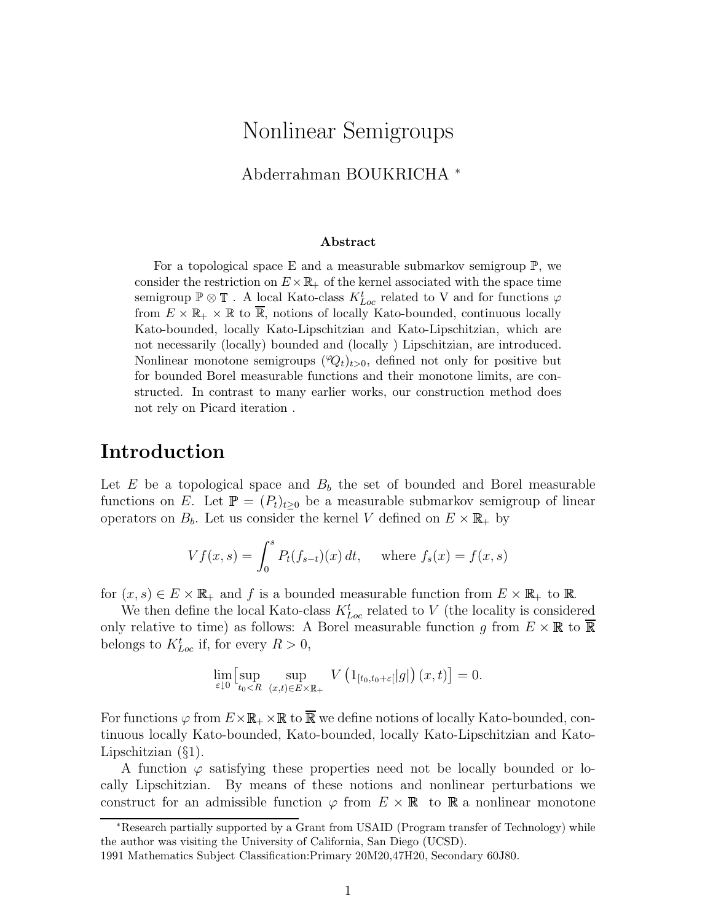# Nonlinear Semigroups

Abderrahman BOUKRICHA [*]

**Abstract**

For a topological space E and a measurable submarkov semigroup $\mathbb{P}$, we consider the restriction on $E\times\mathbb{R}_+$ of the kernel associated with the space time semigroup $\mathbb{P}\otimes\mathbb{T}$ . A local Kato-class $K^t_{Loc}$ related to V and for functions $\varphi$ from $E\times\mathbb{R}_+\times\mathbb{R}$ to $\overline{\mathbb{R}}$, notions of locally Kato-bounded, continuous locally Kato-bounded, locally Kato-Lipschitzian and Kato-Lipschitzian, which are not necessarily (locally) bounded and (locally ) Lipschitzian, are introduced. Nonlinear monotone semigroups $({}^{\varphi}Q_t)_{t>0}$, defined not only for positive but for bounded Borel measurable functions and their monotone limits, are constructed. In contrast to many earlier works, our construction method does not rely on Picard iteration .

## Introduction

Let $E$ be a topological space and $B_b$ the set of bounded and Borel measurable functions on $E$. Let $\mathbb{P}=(P_t)_{t\geq 0}$ be a measurable submarkov semigroup of linear operators on $B_b$. Let us consider the kernel $V$ defined on $E\times\mathbb{R}_+$ by

$$Vf(x,s)=\int_0^s P_t(f_{s-t})(x)\,dt, \qquad \text{where } f_s(x)=f(x,s)$$

for $(x,s)\in E\times\mathbb{R}_+$ and $f$ is a bounded measurable function from $E\times\mathbb{R}_+$ to $\mathbb{R}$.

We then define the local Kato-class $K^t_{Loc}$ related to $V$ (the locality is considered only relative to time) as follows: A Borel measurable function $g$ from $E\times\mathbb{R}$ to $\overline{\mathbb{R}}$ belongs to $K^t_{Loc}$ if, for every $R>0$,

$$\lim_{\varepsilon\downarrow 0}\Big[\sup_{t_0<R}\ \sup_{(x,t)\in E\times\mathbb{R}_+} V\left(1_{[t_0,t_0+\varepsilon[}|g|\right)(x,t)\Big]=0.$$

For functions $\varphi$ from $E\times\mathbb{R}_+\times\mathbb{R}$ to $\overline{\mathbb{R}}$ we define notions of locally Kato-bounded, continuous locally Kato-bounded, Kato-bounded, locally Kato-Lipschitzian and Kato-Lipschitzian (§1).

A function $\varphi$ satisfying these properties need not be locally bounded or locally Lipschitzian. By means of these notions and nonlinear perturbations we construct for an admissible function $\varphi$ from $E\times\mathbb{R}$ to $\mathbb{R}$ a nonlinear monotone

[*] Research partially supported by a Grant from USAID (Program transfer of Technology) while the author was visiting the University of California, San Diego (UCSD).

1991 Mathematics Subject Classification: Primary 20M20, 47H20, Secondary 60J80.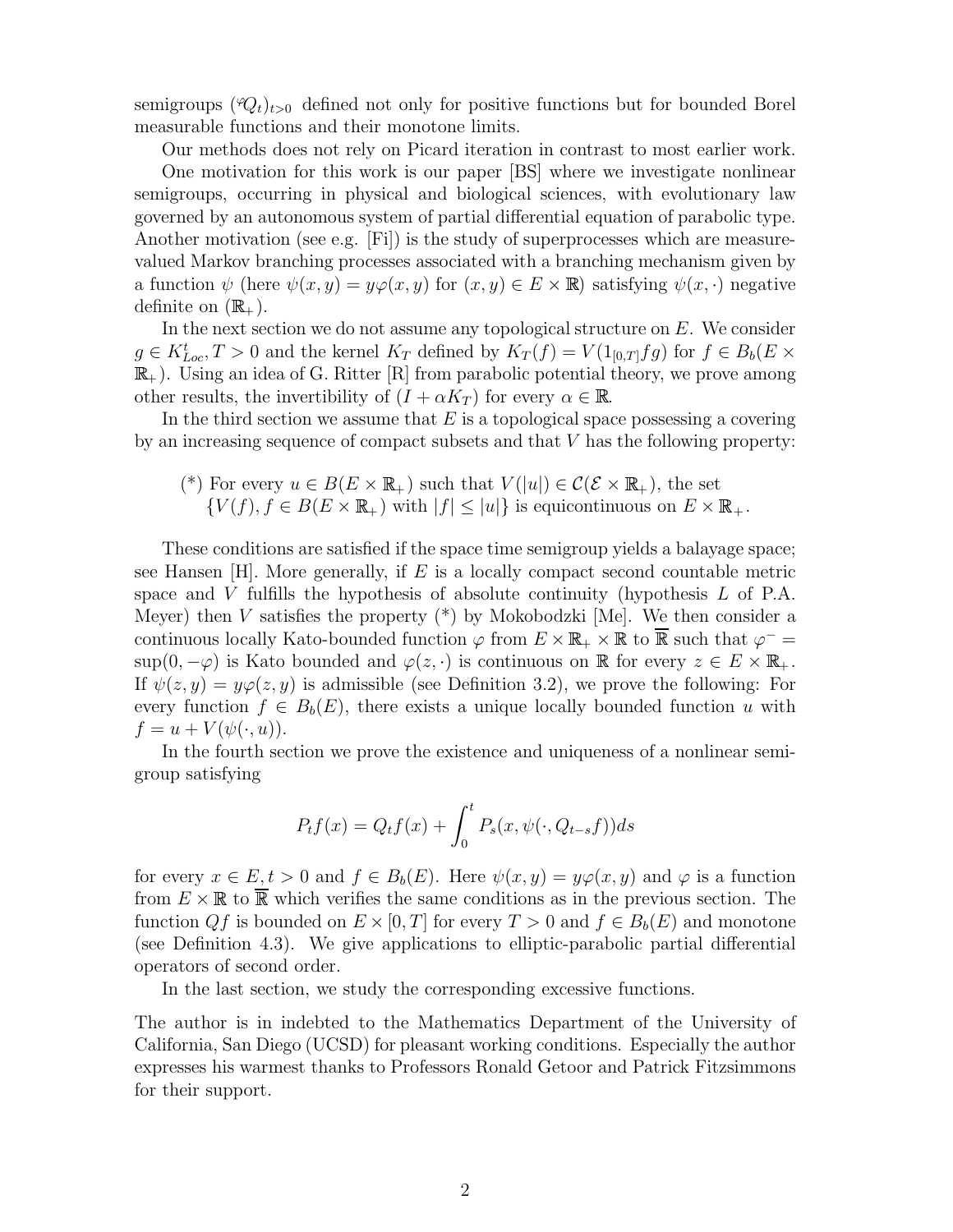semigroups $({}^{\varphi}Q_t)_{t>0}$ defined not only for positive functions but for bounded Borel measurable functions and their monotone limits.

Our methods does not rely on Picard iteration in contrast to most earlier work.

One motivation for this work is our paper [BS] where we investigate nonlinear semigroups, occurring in physical and biological sciences, with evolutionary law governed by an autonomous system of partial differential equation of parabolic type. Another motivation (see e.g. [Fi]) is the study of superprocesses which are measure-valued Markov branching processes associated with a branching mechanism given by a function $\psi$ (here $\psi(x,y) = y\varphi(x,y)$ for $(x,y) \in E \times \mathbb{R}$) satisfying $\psi(x,\cdot)$ negative definite on $(\mathbb{R}_+)$.

In the next section we do not assume any topological structure on $E$. We consider $g \in K_{Loc}^t, T > 0$ and the kernel $K_T$ defined by $K_T(f) = V(1_{[0,T]}fg)$ for $f \in B_b(E \times \mathbb{R}_+)$. Using an idea of G. Ritter [R] from parabolic potential theory, we prove among other results, the invertibility of $(I + \alpha K_T)$ for every $\alpha \in \mathbb{R}$.

In the third section we assume that $E$ is a topological space possessing a covering by an increasing sequence of compact subsets and that $V$ has the following property:

> (*) For every $u \in B(E \times \mathbb{R}_+)$ such that $V(|u|) \in \mathcal{C}(\mathcal{E} \times \mathbb{R}_+)$, the set $\{V(f), f \in B(E \times \mathbb{R}_+) \text{ with } |f| \leq |u|\}$ is equicontinuous on $E \times \mathbb{R}_+$.

These conditions are satisfied if the space time semigroup yields a balayage space; see Hansen [H]. More generally, if $E$ is a locally compact second countable metric space and $V$ fulfills the hypothesis of absolute continuity (hypothesis $L$ of P.A. Meyer) then $V$ satisfies the property (*) by Mokobodzki [Me]. We then consider a continuous locally Kato-bounded function $\varphi$ from $E \times \mathbb{R}_+ \times \mathbb{R}$ to $\overline{\mathbb{R}}$ such that $\varphi^- = \sup(0, -\varphi)$ is Kato bounded and $\varphi(z,\cdot)$ is continuous on $\mathbb{R}$ for every $z \in E \times \mathbb{R}_+$. If $\psi(z,y) = y\varphi(z,y)$ is admissible (see Definition 3.2), we prove the following: For every function $f \in B_b(E)$, there exists a unique locally bounded function $u$ with $f = u + V(\psi(\cdot, u))$.

In the fourth section we prove the existence and uniqueness of a nonlinear semigroup satisfying

$$P_t f(x) = Q_t f(x) + \int_0^t P_s(x, \psi(\cdot, Q_{t-s}f))ds$$

for every $x \in E, t > 0$ and $f \in B_b(E)$. Here $\psi(x,y) = y\varphi(x,y)$ and $\varphi$ is a function from $E \times \mathbb{R}$ to $\overline{\mathbb{R}}$ which verifies the same conditions as in the previous section. The function $Qf$ is bounded on $E \times [0,T]$ for every $T > 0$ and $f \in B_b(E)$ and monotone (see Definition 4.3). We give applications to elliptic-parabolic partial differential operators of second order.

In the last section, we study the corresponding excessive functions.

The author is in indebted to the Mathematics Department of the University of California, San Diego (UCSD) for pleasant working conditions. Especially the author expresses his warmest thanks to Professors Ronald Getoor and Patrick Fitzsimmons for their support.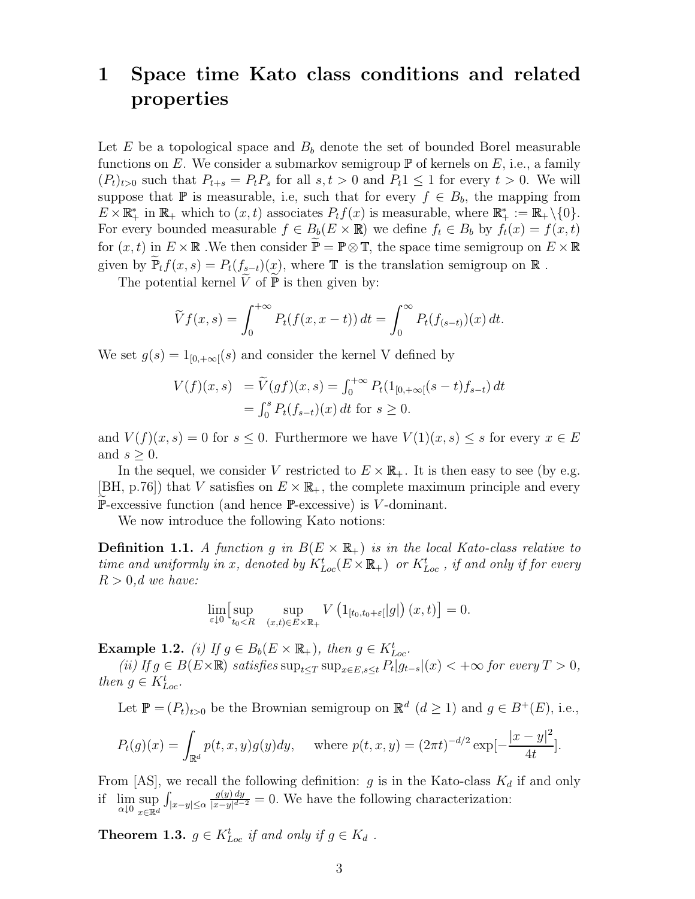# 1 Space time Kato class conditions and related properties

Let $E$ be a topological space and $B_b$ denote the set of bounded Borel measurable functions on $E$. We consider a submarkov semigroup $\mathbb{P}$ of kernels on $E$, i.e., a family $(P_t)_{t>0}$ such that $P_{t+s} = P_t P_s$ for all $s, t > 0$ and $P_t 1 \leq 1$ for every $t > 0$. We will suppose that $\mathbb{P}$ is measurable, i.e, such that for every $f \in B_b$, the mapping from $E \times \mathbb{R}_+^*$ in $\mathbb{R}_+$ which to $(x,t)$ associates $P_t f(x)$ is measurable, where $\mathbb{R}_+^* := \mathbb{R}_+ \backslash \{0\}$. For every bounded measurable $f \in B_b(E \times \mathbb{R})$ we define $f_t \in B_b$ by $f_t(x) = f(x,t)$ for $(x,t)$ in $E \times \mathbb{R}$ .We then consider $\widetilde{\mathbb{P}} = \mathbb{P} \otimes \mathbb{T}$, the space time semigroup on $E \times \mathbb{R}$ given by $\widetilde{\mathbb{P}}_t f(x,s) = P_t(f_{s-t})(x)$, where $\mathbb{T}$ is the translation semigroup on $\mathbb{R}$ .

The potential kernel $\widetilde{V}$ of $\widetilde{\mathbb{P}}$ is then given by:

$$\widetilde{V} f(x,s) = \int_0^{+\infty} P_t(f(x, x-t))\, dt = \int_0^{\infty} P_t(f_{(s-t)})(x)\, dt.$$

We set $g(s) = 1_{[0,+\infty[}(s)$ and consider the kernel V defined by

$$\begin{aligned} V(f)(x,s) &= \widetilde{V}(gf)(x,s) = \textstyle\int_0^{+\infty} P_t(1_{[0,+\infty[}(s-t) f_{s-t})\, dt \\ &= \textstyle\int_0^{s} P_t(f_{s-t})(x)\, dt \text{ for } s \geq 0. \end{aligned}$$

and $V(f)(x,s) = 0$ for $s \leq 0$. Furthermore we have $V(1)(x,s) \leq s$ for every $x \in E$ and $s \geq 0$.

In the sequel, we consider $V$ restricted to $E \times \mathbb{R}_+$. It is then easy to see (by e.g. [BH, p.76]) that $V$ satisfies on $E \times \mathbb{R}_+$, the complete maximum principle and every $\widetilde{\mathbb{P}}$-excessive function (and hence $\mathbb{P}$-excessive) is $V$-dominant.

We now introduce the following Kato notions:

**Definition 1.1.** *A function $g$ in $B(E \times \mathbb{R}_+)$ is in the local Kato-class relative to time and uniformly in x, denoted by $K^t_{Loc}(E \times \mathbb{R}_+)$ or $K^t_{Loc}$ , if and only if for every $R > 0$,d we have:*

$$\lim_{\varepsilon \downarrow 0} \big[ \sup_{t_0 < R} \sup_{(x,t) \in E \times \mathbb{R}_+} V\left(1_{[t_0, t_0+\varepsilon[}|g|\right)(x,t) \big] = 0.$$

**Example 1.2.** *(i) If $g \in B_b(E \times \mathbb{R}_+)$, then $g \in K^t_{Loc}$.*

*(ii) If $g \in B(E \times \mathbb{R})$ satisfies $\sup_{t \leq T} \sup_{x \in E, s \leq t} P_t |g_{t-s}|(x) < +\infty$ for every $T > 0$, then $g \in K^t_{Loc}$.*

Let $\mathbb{P} = (P_t)_{t>0}$ be the Brownian semigroup on $\mathbb{R}^d$ $(d \geq 1)$ and $g \in B^+(E)$, i.e.,

$$P_t(g)(x) = \int_{\mathbb{R}^d} p(t,x,y) g(y) dy, \quad \text{where } p(t,x,y) = (2\pi t)^{-d/2} \exp[-\frac{|x-y|^2}{4t}].$$

From [AS], we recall the following definition: $g$ is in the Kato-class $K_d$ if and only if $\lim_{\alpha \downarrow 0} \sup_{x \in \mathbb{R}^d} \int_{|x-y| \leq \alpha} \frac{g(y)\, dy}{|x-y|^{d-2}} = 0$. We have the following characterization:

**Theorem 1.3.** *$g \in K^t_{Loc}$ if and only if $g \in K_d$ .*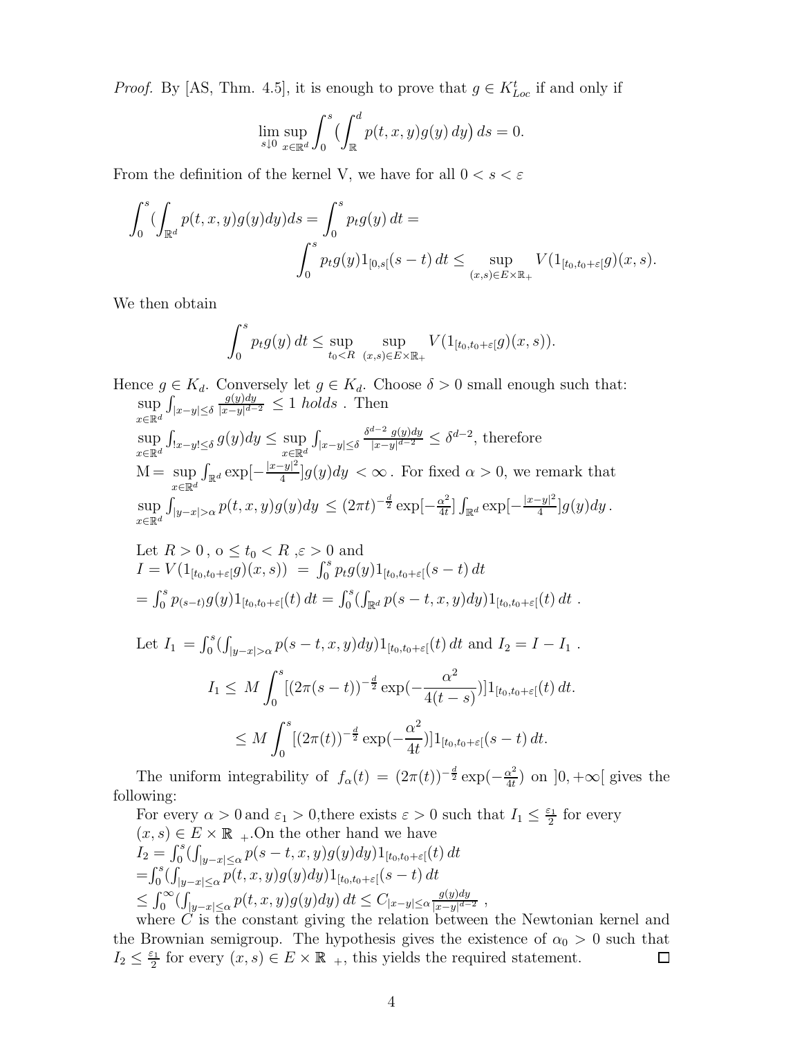*Proof.* By [AS, Thm. 4.5], it is enough to prove that $g \in K^t_{Loc}$ if and only if

$$\lim_{s\downarrow 0} \sup_{x\in\mathbb{R}^d} \int_0^s \big(\int_{\mathbb{R}}^d p(t,x,y)g(y)\,dy\big)\,ds = 0.$$

From the definition of the kernel V, we have for all $0 < s < \varepsilon$

$$\int_0^s \big(\int_{\mathbb{R}^d} p(t,x,y)g(y)dy\big)ds = \int_0^s p_t g(y)\,dt =$$
$$\int_0^s p_t g(y) 1_{[0,s[}(s-t)\,dt \leq \sup_{(x,s)\in E\times\mathbb{R}_+} V(1_{[t_0,t_0+\varepsilon[}g)(x,s).$$

We then obtain

$$\int_0^s p_t g(y)\,dt \leq \sup_{t_0<R} \sup_{(x,s)\in E\times\mathbb{R}_+} V(1_{[t_0,t_0+\varepsilon[}g)(x,s)).$$

Hence $g \in K_d$. Conversely let $g \in K_d$. Choose $\delta > 0$ small enough such that:
$\sup_{x\in\mathbb{R}^d} \int_{|x-y|\leq\delta} \frac{g(y)dy}{|x-y|^{d-2}} \leq 1$ *holds* . Then
$\sup_{x\in\mathbb{R}^d} \int_{!x-y!\leq\delta} g(y)dy \leq \sup_{x\in\mathbb{R}^d} \int_{|x-y|\leq\delta} \frac{\delta^{d-2}\, g(y)dy}{|x-y|^{d-2}} \leq \delta^{d-2}$, therefore
M$= \sup_{x\in\mathbb{R}^d} \int_{\mathbb{R}^d} \exp[-\frac{|x-y|^2}{4}]g(y)dy < \infty$ . For fixed $\alpha > 0$, we remark that
$\sup_{x\in\mathbb{R}^d} \int_{|y-x|>\alpha} p(t,x,y)g(y)dy \leq (2\pi t)^{-\frac{d}{2}} \exp[-\frac{\alpha^2}{4t}] \int_{\mathbb{R}^d} \exp[-\frac{|x-y|^2}{4}]g(y)dy$ .

Let $R > 0$ , o $\leq t_0 < R$ ,$\varepsilon > 0$ and
$I = V(1_{[t_0,t_0+\varepsilon[}g)(x,s)) = \int_0^s p_t g(y) 1_{[t_0,t_0+\varepsilon[}(s-t)\,dt$
$= \int_0^s p_{(s-t)} g(y) 1_{[t_0,t_0+\varepsilon[}(t)\,dt = \int_0^s \big(\int_{\mathbb{R}^d} p(s-t,x,y)dy\big) 1_{[t_0,t_0+\varepsilon[}(t)\,dt$ .

Let $I_1 = \int_0^s \big(\int_{|y-x|>\alpha} p(s-t,x,y)dy\big) 1_{[t_0,t_0+\varepsilon[}(t)\,dt$ and $I_2 = I - I_1$ .

$$I_1 \leq M \int_0^s [(2\pi(s-t))^{-\frac{d}{2}} \exp(-\frac{\alpha^2}{4(t-s)})] 1_{[t_0,t_0+\varepsilon[}(t)\,dt.$$

$$\leq M \int_0^s [(2\pi(t))^{-\frac{d}{2}} \exp(-\frac{\alpha^2}{4t})] 1_{[t_0,t_0+\varepsilon[}(s-t)\,dt.$$

The uniform integrability of $f_\alpha(t) = (2\pi(t))^{-\frac{d}{2}} \exp(-\frac{\alpha^2}{4t})$ on $]0,+\infty[$ gives the following:

For every $\alpha > 0$ and $\varepsilon_1 > 0$,there exists $\varepsilon > 0$ such that $I_1 \leq \frac{\varepsilon_1}{2}$ for every $(x,s) \in E \times \mathbb{R}_+$.On the other hand we have
$I_2 = \int_0^s \big(\int_{|y-x|\leq\alpha} p(s-t,x,y)g(y)dy\big) 1_{[t_0,t_0+\varepsilon[}(t)\,dt$
$= \int_0^s \big(\int_{|y-x|\leq\alpha} p(t,x,y)g(y)dy\big) 1_{[t_0,t_0+\varepsilon[}(s-t)\,dt$
$\leq \int_0^\infty \big(\int_{|y-x|\leq\alpha} p(t,x,y)g(y)dy\big)\,dt \leq C_{|x-y|\leq\alpha} \frac{g(y)dy}{|x-y|^{d-2}}$ ,

where $C$ is the constant giving the relation between the Newtonian kernel and the Brownian semigroup. The hypothesis gives the existence of $\alpha_0 > 0$ such that $I_2 \leq \frac{\varepsilon_1}{2}$ for every $(x,s) \in E \times \mathbb{R}_+$, this yields the required statement. ∎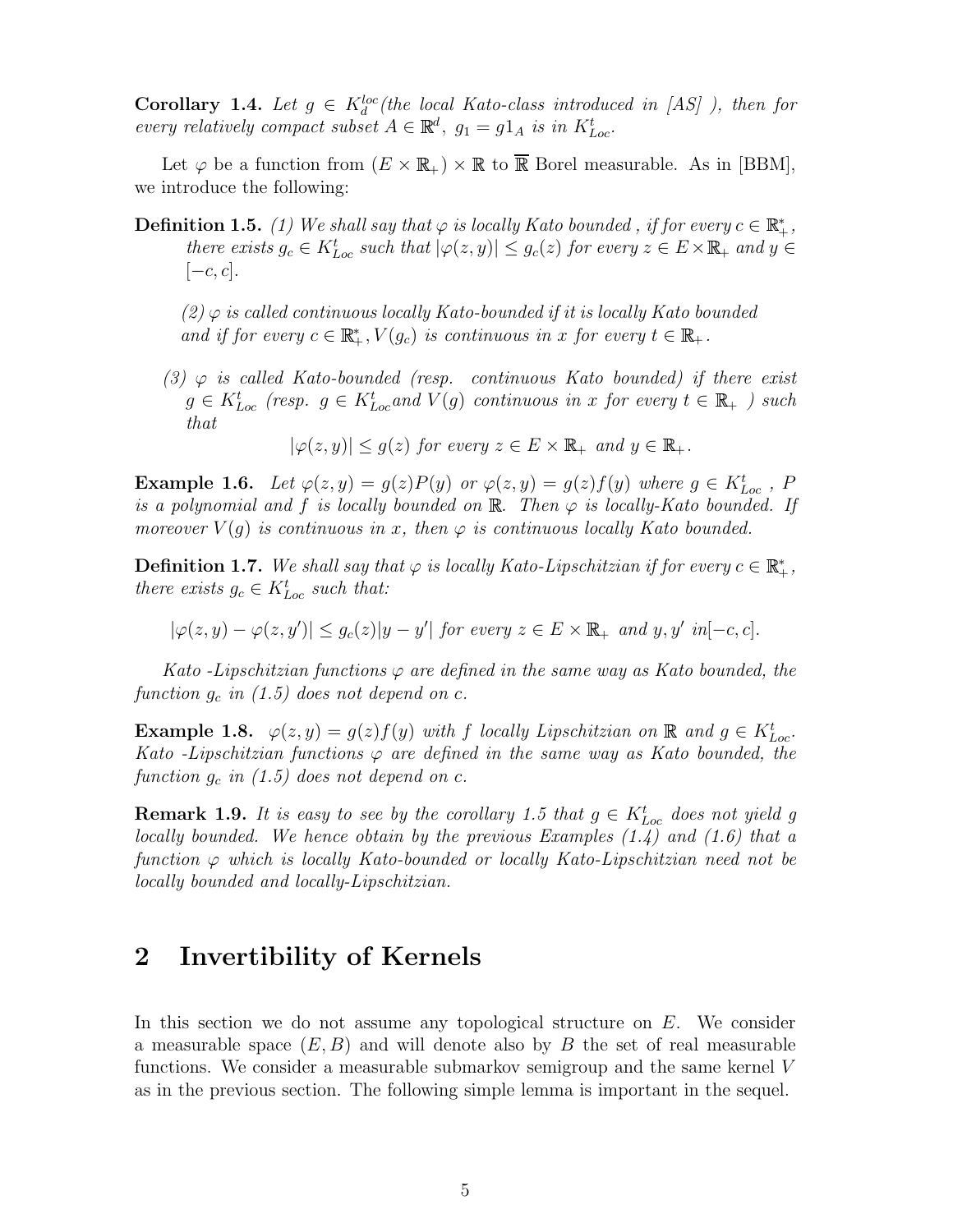**Corollary 1.4.** *Let $g \in K_d^{loc}$(the local Kato-class introduced in [AS] ), then for every relatively compact subset $A \in \mathbb{R}^d$, $g_1 = g1_A$ is in $K_{Loc}^t$.*

Let $\varphi$ be a function from $(E \times \mathbb{R}_+) \times \mathbb{R}$ to $\overline{\mathbb{R}}$ Borel measurable. As in [BBM], we introduce the following:

**Definition 1.5.** *(1) We shall say that $\varphi$ is locally Kato bounded , if for every $c \in \mathbb{R}_+^*$, there exists $g_c \in K_{Loc}^t$ such that $|\varphi(z, y)| \leq g_c(z)$ for every $z \in E \times \mathbb{R}_+$ and $y \in [-c, c]$.*

*(2) $\varphi$ is called continuous locally Kato-bounded if it is locally Kato bounded and if for every $c \in \mathbb{R}_+^*, V(g_c)$ is continuous in $x$ for every $t \in \mathbb{R}_+$.*

*(3) $\varphi$ is called Kato-bounded (resp. continuous Kato bounded) if there exist $g \in K_{Loc}^t$ (resp. $g \in K_{Loc}^t$and $V(g)$ continuous in $x$ for every $t \in \mathbb{R}_+$ ) such that*

$$|\varphi(z, y)| \leq g(z) \text{ for every } z \in E \times \mathbb{R}_+ \text{ and } y \in \mathbb{R}_+.$$

**Example 1.6.** *Let $\varphi(z, y) = g(z)P(y)$ or $\varphi(z, y) = g(z)f(y)$ where $g \in K_{Loc}^t$ , $P$ is a polynomial and $f$ is locally bounded on $\mathbb{R}$. Then $\varphi$ is locally-Kato bounded. If moreover $V(g)$ is continuous in $x$, then $\varphi$ is continuous locally Kato bounded.*

**Definition 1.7.** *We shall say that $\varphi$ is locally Kato-Lipschitzian if for every $c \in \mathbb{R}_+^*$, there exists $g_c \in K_{Loc}^t$ such that:*

$$|\varphi(z, y) - \varphi(z, y')| \leq g_c(z)|y - y'| \text{ for every } z \in E \times \mathbb{R}_+ \text{ and } y, y' \text{ in}[-c, c].$$

*Kato -Lipschitzian functions $\varphi$ are defined in the same way as Kato bounded, the function $g_c$ in (1.5) does not depend on c.*

**Example 1.8.** *$\varphi(z, y) = g(z)f(y)$ with $f$ locally Lipschitzian on $\mathbb{R}$ and $g \in K_{Loc}^t$. Kato -Lipschitzian functions $\varphi$ are defined in the same way as Kato bounded, the function $g_c$ in (1.5) does not depend on c.*

**Remark 1.9.** *It is easy to see by the corollary 1.5 that $g \in K_{Loc}^t$ does not yield $g$ locally bounded. We hence obtain by the previous Examples (1.4) and (1.6) that a function $\varphi$ which is locally Kato-bounded or locally Kato-Lipschitzian need not be locally bounded and locally-Lipschitzian.*

## 2 Invertibility of Kernels

In this section we do not assume any topological structure on $E$. We consider a measurable space $(E, B)$ and will denote also by $B$ the set of real measurable functions. We consider a measurable submarkov semigroup and the same kernel $V$ as in the previous section. The following simple lemma is important in the sequel.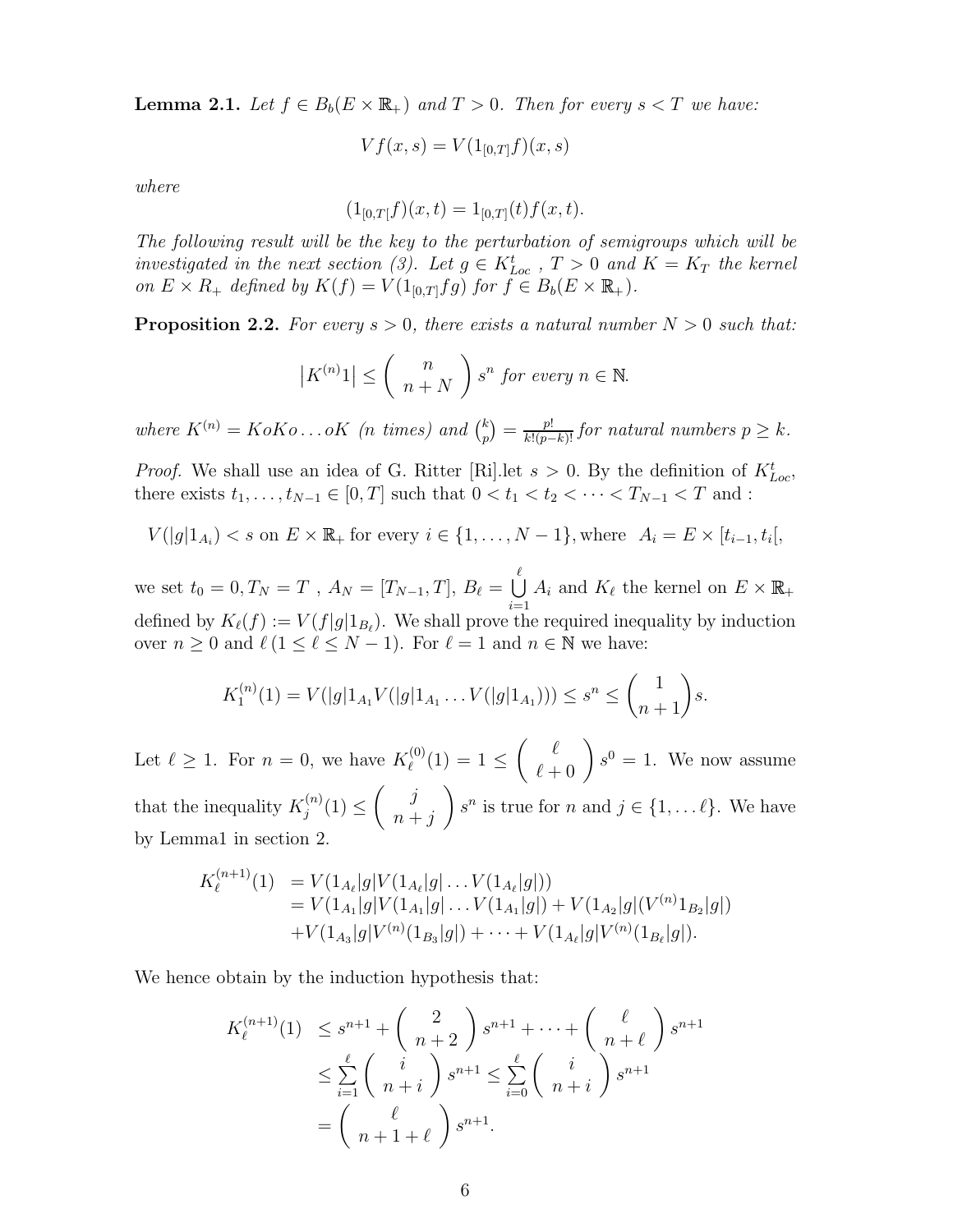**Lemma 2.1.** *Let $f \in B_b(E \times \mathbb{R}_+)$ and $T > 0$. Then for every $s < T$ we have:*

$$Vf(x,s) = V(1_{[0,T]}f)(x,s)$$

*where*

$$(1_{[0,T[}f)(x,t) = 1_{[0,T]}(t)f(x,t).$$

*The following result will be the key to the perturbation of semigroups which will be investigated in the next section (3). Let $g \in K^t_{Loc}$ , $T > 0$ and $K = K_T$ the kernel on $E \times R_+$ defined by $K(f) = V(1_{[0,T]}fg)$ for $f \in B_b(E \times \mathbb{R}_+)$.*

**Proposition 2.2.** *For every $s > 0$, there exists a natural number $N > 0$ such that:*

$$\left|K^{(n)}1\right| \leq \left( \begin{array}{c} n \\ n+N \end{array} \right) s^n \text{ for every } n \in \mathbb{N}.$$

*where $K^{(n)} = KoKo\ldots oK$ (n times) and $\binom{k}{p} = \frac{p!}{k!(p-k)!}$ for natural numbers $p \geq k$.*

*Proof.* We shall use an idea of G. Ritter [Ri].let $s > 0$. By the definition of $K^t_{Loc}$, there exists $t_1, \ldots, t_{N-1} \in [0,T]$ such that $0 < t_1 < t_2 < \cdots < T_{N-1} < T$ and :

$$V(|g|1_{A_i}) < s \text{ on } E \times \mathbb{R}_+ \text{ for every } i \in \{1, \ldots, N-1\}, \text{where } \; A_i = E \times [t_{i-1}, t_i[,$$

we set $t_0 = 0, T_N = T$ , $A_N = [T_{N-1}, T]$, $B_\ell = \bigcup\limits_{i=1}^{\ell} A_i$ and $K_\ell$ the kernel on $E \times \mathbb{R}_+$ defined by $K_\ell(f) := V(f|g|1_{B_\ell})$. We shall prove the required inequality by induction over $n \geq 0$ and $\ell\,(1 \leq \ell \leq N-1)$. For $\ell = 1$ and $n \in \mathbb{N}$ we have:

$$K_1^{(n)}(1) = V(|g|1_{A_1}V(|g|1_{A_1}\ldots V(|g|1_{A_1}))) \leq s^n \leq \binom{1}{n+1}s.$$

Let $\ell \geq 1$. For $n = 0$, we have $K_\ell^{(0)}(1) = 1 \leq \left( \begin{array}{c} \ell \\ \ell+0 \end{array} \right) s^0 = 1$. We now assume that the inequality $K_j^{(n)}(1) \leq \left( \begin{array}{c} j \\ n+j \end{array} \right) s^n$ is true for $n$ and $j \in \{1, \ldots \ell\}$. We have by Lemma1 in section 2.

$$\begin{aligned}
K_\ell^{(n+1)}(1) &= V(1_{A_\ell}|g|V(1_{A_\ell}|g|\ldots V(1_{A_\ell}|g|)) \\
&= V(1_{A_1}|g|V(1_{A_1}|g|\ldots V(1_{A_1}|g|) + V(1_{A_2}|g|(V^{(n)}1_{B_2}|g|) \\
&\quad + V(1_{A_3}|g|V^{(n)}(1_{B_3}|g|) + \cdots + V(1_{A_\ell}|g|V^{(n)}(1_{B_\ell}|g|).
\end{aligned}$$

We hence obtain by the induction hypothesis that:

$$\begin{aligned}
K_\ell^{(n+1)}(1) &\leq s^{n+1} + \left( \begin{array}{c} 2 \\ n+2 \end{array} \right) s^{n+1} + \cdots + \left( \begin{array}{c} \ell \\ n+\ell \end{array} \right) s^{n+1} \\
&\leq \sum_{i=1}^{\ell} \left( \begin{array}{c} i \\ n+i \end{array} \right) s^{n+1} \leq \sum_{i=0}^{\ell} \left( \begin{array}{c} i \\ n+i \end{array} \right) s^{n+1} \\
&= \left( \begin{array}{c} \ell \\ n+1+\ell \end{array} \right) s^{n+1}.
\end{aligned}$$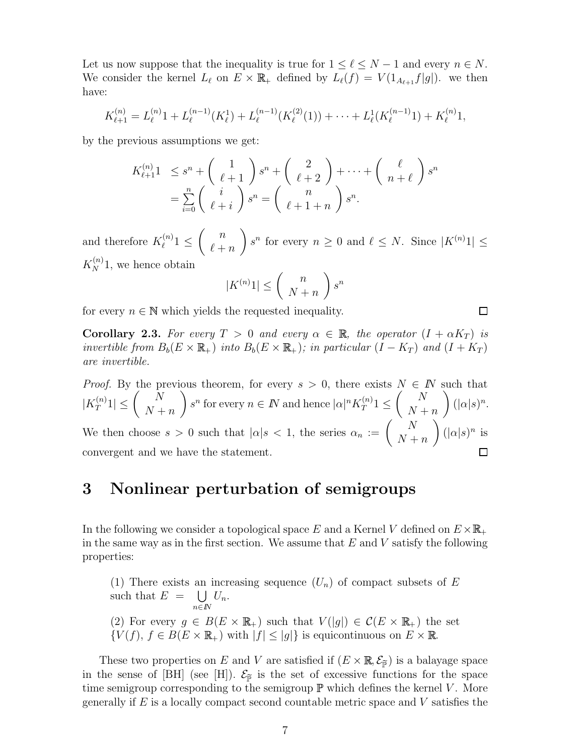Let us now suppose that the inequality is true for $1 \leq \ell \leq N-1$ and every $n \in N$. We consider the kernel $L_\ell$ on $E \times \mathbb{R}_+$ defined by $L_\ell(f) = V(1_{A_{\ell+1}} f|g|)$. we then have:

$$K_{\ell+1}^{(n)} = L_\ell^{(n)} 1 + L_\ell^{(n-1)}(K_\ell^1) + L_\ell^{(n-1)}(K_\ell^{(2)}(1)) + \cdots + L_\ell^1(K_\ell^{(n-1)} 1) + K_\ell^{(n)} 1,$$

by the previous assumptions we get:

$$\begin{aligned} K_{\ell+1}^{(n)} 1 &\leq s^n + \begin{pmatrix} 1 \\ \ell+1 \end{pmatrix} s^n + \begin{pmatrix} 2 \\ \ell+2 \end{pmatrix} + \cdots + \begin{pmatrix} \ell \\ n+\ell \end{pmatrix} s^n \\ &= \sum_{i=0}^{n} \begin{pmatrix} i \\ \ell+i \end{pmatrix} s^n = \begin{pmatrix} n \\ \ell+1+n \end{pmatrix} s^n. \end{aligned}$$

and therefore $K_\ell^{(n)} 1 \leq \begin{pmatrix} n \\ \ell+n \end{pmatrix} s^n$ for every $n \geq 0$ and $\ell \leq N$. Since $|K^{(n)} 1| \leq K_N^{(n)} 1$, we hence obtain

$$|K^{(n)} 1| \leq \begin{pmatrix} n \\ N+n \end{pmatrix} s^n$$

for every $n \in \mathbb{N}$ which yields the requested inequality. □

**Corollary 2.3.** *For every $T > 0$ and every $\alpha \in \mathbb{R}$, the operator $(I + \alpha K_T)$ is invertible from $B_b(E \times \mathbb{R}_+)$ into $B_b(E \times \mathbb{R}_+)$; in particular $(I - K_T)$ and $(I + K_T)$ are invertible.*

*Proof.* By the previous theorem, for every $s > 0$, there exists $N \in \mathbb{N}$ such that $|K_T^{(n)} 1| \leq \begin{pmatrix} N \\ N+n \end{pmatrix} s^n$ for every $n \in \mathbb{N}$ and hence $|\alpha|^n K_T^{(n)} 1 \leq \begin{pmatrix} N \\ N+n \end{pmatrix} (|\alpha| s)^n$. We then choose $s > 0$ such that $|\alpha| s < 1$, the series $\alpha_n := \begin{pmatrix} N \\ N+n \end{pmatrix} (|\alpha| s)^n$ is convergent and we have the statement. □

# 3 Nonlinear perturbation of semigroups

In the following we consider a topological space $E$ and a Kernel $V$ defined on $E \times \mathbb{R}_+$ in the same way as in the first section. We assume that $E$ and $V$ satisfy the following properties:

(1) There exists an increasing sequence $(U_n)$ of compact subsets of $E$ such that $E = \bigcup_{n \in \mathbb{N}} U_n$.

(2) For every $g \in B(E \times \mathbb{R}_+)$ such that $V(|g|) \in \mathcal{C}(E \times \mathbb{R}_+)$ the set $\{V(f),\, f \in B(E \times \mathbb{R}_+) \text{ with } |f| \leq |g|\}$ is equicontinuous on $E \times \mathbb{R}$.

These two properties on $E$ and $V$ are satisfied if $(E \times \mathbb{R}, \mathcal{E}_{\widetilde{\mathbb{P}}})$ is a balayage space in the sense of [BH] (see [H]). $\mathcal{E}_{\widetilde{\mathbb{P}}}$ is the set of excessive functions for the space time semigroup corresponding to the semigroup $\mathbb{P}$ which defines the kernel $V$. More generally if $E$ is a locally compact second countable metric space and $V$ satisfies the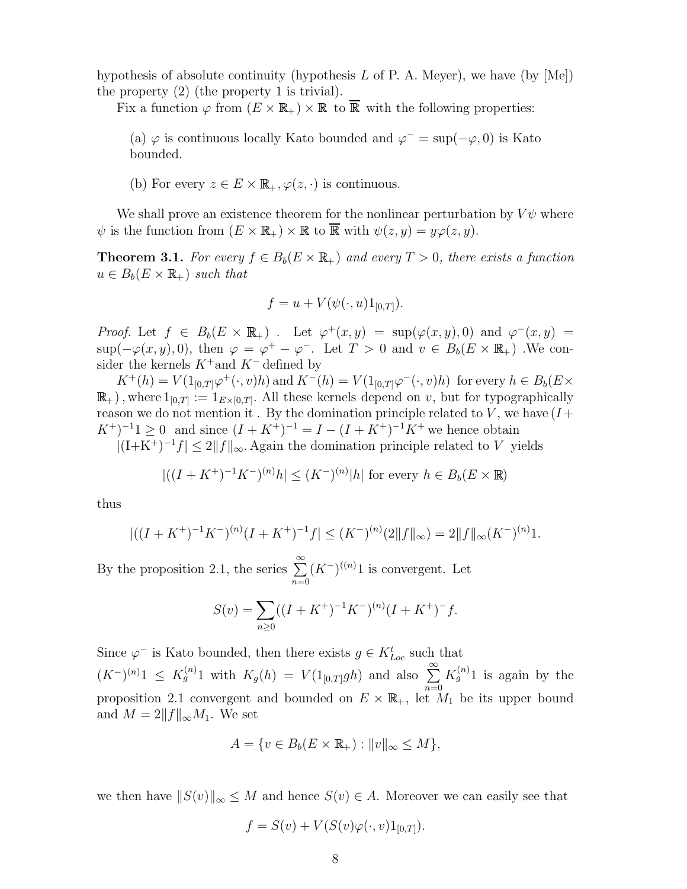hypothesis of absolute continuity (hypothesis $L$ of P. A. Meyer), we have (by [Me]) the property (2) (the property 1 is trivial).

Fix a function $\varphi$ from $(E \times \mathbb{R}_+) \times \mathbb{R}$ to $\overline{\mathbb{R}}$ with the following properties:

(a) $\varphi$ is continuous locally Kato bounded and $\varphi^- = \sup(-\varphi, 0)$ is Kato bounded.

(b) For every $z \in E \times \mathbb{R}_+, \varphi(z, \cdot)$ is continuous.

We shall prove an existence theorem for the nonlinear perturbation by $V\psi$ where $\psi$ is the function from $(E \times \mathbb{R}_+) \times \mathbb{R}$ to $\overline{\mathbb{R}}$ with $\psi(z, y) = y\varphi(z, y)$.

**Theorem 3.1.** *For every $f \in B_b(E \times \mathbb{R}_+)$ and every $T > 0$, there exists a function $u \in B_b(E \times \mathbb{R}_+)$ such that*

$$f = u + V(\psi(\cdot, u)1_{[0,T]}).$$

*Proof.* Let $f \in B_b(E \times \mathbb{R}_+)$ . Let $\varphi^+(x, y) = \sup(\varphi(x, y), 0)$ and $\varphi^-(x, y) = \sup(-\varphi(x, y), 0)$, then $\varphi = \varphi^+ - \varphi^-$. Let $T > 0$ and $v \in B_b(E \times \mathbb{R}_+)$ .We consider the kernels $K^+$and $K^-$ defined by

$K^+(h) = V(1_{[0,T]}\varphi^+(\cdot, v)h)$ and $K^-(h) = V(1_{[0,T]}\varphi^-(\cdot, v)h)$ for every $h \in B_b(E \times \mathbb{R}_+)$ , where $1_{[0,T]} := 1_{E\times[0,T]}$. All these kernels depend on $v$, but for typographically reason we do not mention it . By the domination principle related to $V$, we have $(I + K^+)^{-1}1 \geq 0$ and since $(I + K^+)^{-1} = I - (I + K^+)^{-1}K^+$ we hence obtain $|(I+K^+)^{-1}f| \leq 2\|f\|_\infty$. Again the domination principle related to $V$ yields

$$|((I + K^+)^{-1}K^-)^{(n)}h| \leq (K^-)^{(n)}|h| \text{ for every } h \in B_b(E \times \mathbb{R})$$

thus

$$|((I + K^+)^{-1}K^-)^{(n)}(I + K^+)^{-1}f| \leq (K^-)^{(n)}(2\|f\|_\infty) = 2\|f\|_\infty(K^-)^{(n)}1.$$

By the proposition 2.1, the series $\sum_{n=0}^{\infty}(K^-)^{((n)}1$ is convergent. Let

$$S(v) = \sum_{n\geq 0}((I + K^+)^{-1}K^-)^{(n)}(I + K^+)^{-}f.$$

Since $\varphi^-$ is Kato bounded, then there exists $g \in K^t_{Loc}$ such that $(K^-)^{(n)}1 \leq K_g^{(n)}1$ with $K_g(h) = V(1_{[0,T]}gh)$ and also $\sum_{n=0}^{\infty} K_g^{(n)}1$ is again by the proposition 2.1 convergent and bounded on $E \times \mathbb{R}_+$, let $M_1$ be its upper bound and $M = 2\|f\|_\infty M_1$. We set

$$A = \{v \in B_b(E \times \mathbb{R}_+) : \|v\|_\infty \leq M\},$$

we then have $\|S(v)\|_\infty \leq M$ and hence $S(v) \in A$. Moreover we can easily see that

$$f = S(v) + V(S(v)\varphi(\cdot, v)1_{[0,T]}).$$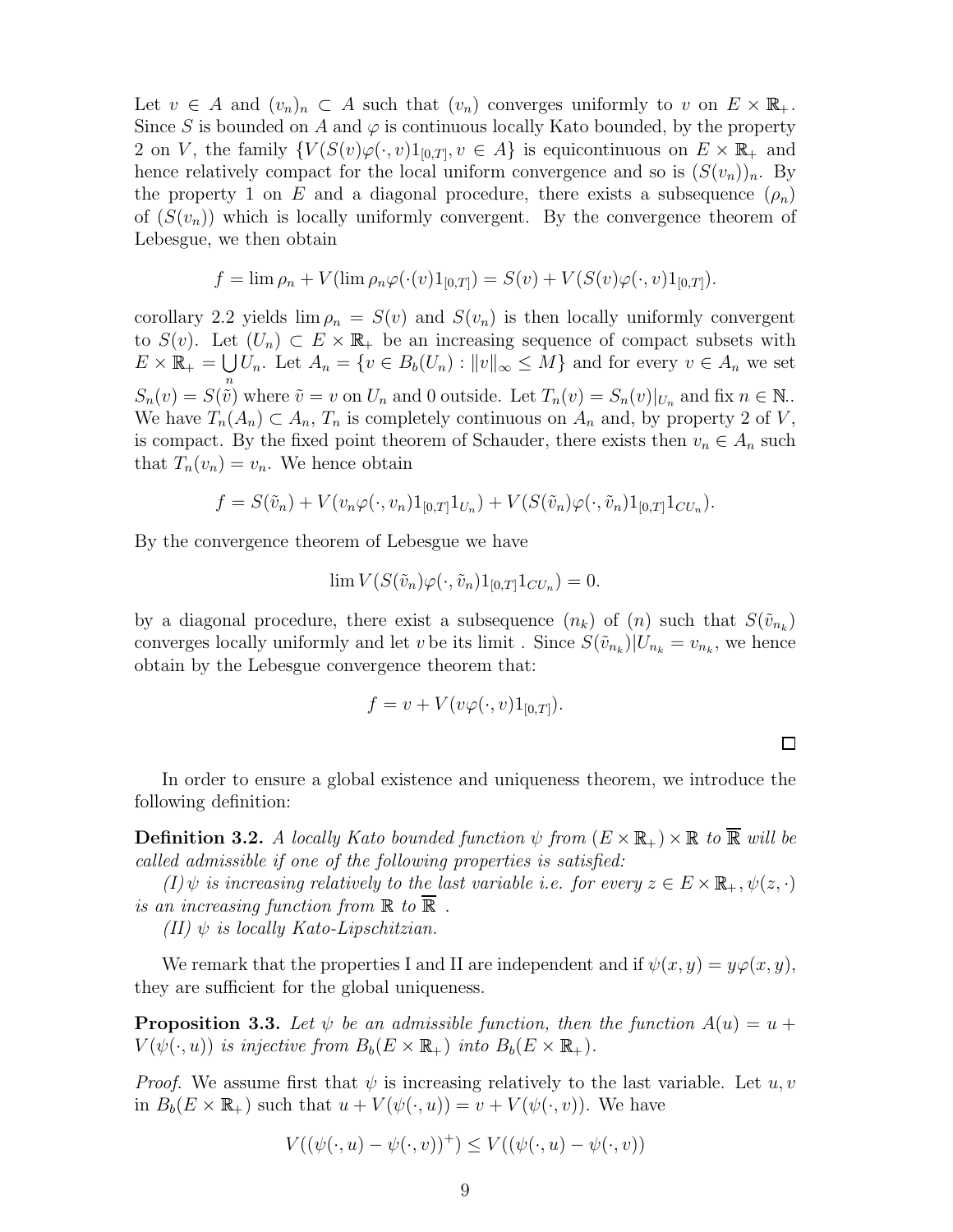Let $v \in A$ and $(v_n)_n \subset A$ such that $(v_n)$ converges uniformly to $v$ on $E \times \mathbb{R}_+$. Since $S$ is bounded on $A$ and $\varphi$ is continuous locally Kato bounded, by the property 2 on $V$, the family $\{V(S(v)\varphi(\cdot,v)1_{[0,T]}, v \in A\}$ is equicontinuous on $E \times \mathbb{R}_+$ and hence relatively compact for the local uniform convergence and so is $(S(v_n))_n$. By the property 1 on $E$ and a diagonal procedure, there exists a subsequence $(\rho_n)$ of $(S(v_n))$ which is locally uniformly convergent. By the convergence theorem of Lebesgue, we then obtain

$$f = \lim \rho_n + V(\lim \rho_n \varphi(\cdot(v)1_{[0,T]}) = S(v) + V(S(v)\varphi(\cdot,v)1_{[0,T]}).$$

corollary 2.2 yields $\lim \rho_n = S(v)$ and $S(v_n)$ is then locally uniformly convergent to $S(v)$. Let $(U_n) \subset E \times \mathbb{R}_+$ be an increasing sequence of compact subsets with $E \times \mathbb{R}_+ = \bigcup\limits_n U_n$. Let $A_n = \{v \in B_b(U_n) : \|v\|_\infty \leq M\}$ and for every $v \in A_n$ we set $S_n(v) = S(\tilde{v})$ where $\tilde{v} = v$ on $U_n$ and 0 outside. Let $T_n(v) = S_n(v)|_{U_n}$ and fix $n \in \mathbb{N}$.. We have $T_n(A_n) \subset A_n$, $T_n$ is completely continuous on $A_n$ and, by property 2 of $V$, is compact. By the fixed point theorem of Schauder, there exists then $v_n \in A_n$ such that $T_n(v_n) = v_n$. We hence obtain

$$f = S(\tilde{v}_n) + V(v_n\varphi(\cdot,v_n)1_{[0,T]}1_{U_n}) + V(S(\tilde{v}_n)\varphi(\cdot,\tilde{v}_n)1_{[0,T]}1_{CU_n}).$$

By the convergence theorem of Lebesgue we have

$$\lim V(S(\tilde{v}_n)\varphi(\cdot,\tilde{v}_n)1_{[0,T]}1_{CU_n}) = 0.$$

by a diagonal procedure, there exist a subsequence $(n_k)$ of $(n)$ such that $S(\tilde{v}_{n_k})$ converges locally uniformly and let $v$ be its limit . Since $S(\tilde{v}_{n_k})|U_{n_k} = v_{n_k}$, we hence obtain by the Lebesgue convergence theorem that:

$$f = v + V(v\varphi(\cdot,v)1_{[0,T]}).$$

□

In order to ensure a global existence and uniqueness theorem, we introduce the following definition:

**Definition 3.2.** *A locally Kato bounded function $\psi$ from $(E \times \mathbb{R}_+) \times \mathbb{R}$ to $\overline{\mathbb{R}}$ will be called admissible if one of the following properties is satisfied:*

*(I) $\psi$ is increasing relatively to the last variable i.e. for every $z \in E \times \mathbb{R}_+, \psi(z,\cdot)$ is an increasing function from $\mathbb{R}$ to $\overline{\mathbb{R}}$ .*

*(II) $\psi$ is locally Kato-Lipschitzian.*

We remark that the properties I and II are independent and if $\psi(x,y) = y\varphi(x,y)$, they are sufficient for the global uniqueness.

**Proposition 3.3.** *Let $\psi$ be an admissible function, then the function $A(u) = u + V(\psi(\cdot,u))$ is injective from $B_b(E \times \mathbb{R}_+)$ into $B_b(E \times \mathbb{R}_+)$.*

*Proof.* We assume first that $\psi$ is increasing relatively to the last variable. Let $u, v$ in $B_b(E \times \mathbb{R}_+)$ such that $u + V(\psi(\cdot,u)) = v + V(\psi(\cdot,v))$. We have

$$V((\psi(\cdot,u) - \psi(\cdot,v))^+) \leq V((\psi(\cdot,u) - \psi(\cdot,v))$$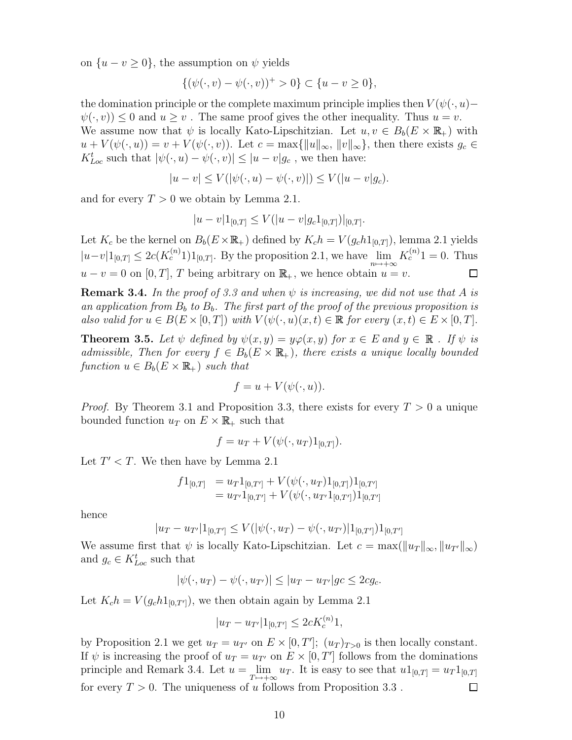on $\{u - v \geq 0\}$, the assumption on $\psi$ yields

$$\{(\psi(\cdot, v) - \psi(\cdot, v))^+ > 0\} \subset \{u - v \geq 0\},$$

the domination principle or the complete maximum principle implies then $V(\psi(\cdot, u) - \psi(\cdot, v)) \leq 0$ and $u \geq v$ . The same proof gives the other inequality. Thus $u = v$.
We assume now that $\psi$ is locally Kato-Lipschitzian. Let $u, v \in B_b(E \times \mathbb{R}_+)$ with $u + V(\psi(\cdot, u)) = v + V(\psi(\cdot, v))$. Let $c = \max\{\|u\|_\infty, \|v\|_\infty\}$, then there exists $g_c \in K^t_{Loc}$ such that $|\psi(\cdot, u) - \psi(\cdot, v)| \leq |u - v| g_c$ , we then have:

$$|u - v| \leq V(|\psi(\cdot, u) - \psi(\cdot, v)|) \leq V(|u - v| g_c).$$

and for every $T > 0$ we obtain by Lemma 2.1.

$$|u - v| 1_{[0,T]} \leq V(|u - v| g_c 1_{[0,T]})|_{[0,T]}.$$

Let $K_c$ be the kernel on $B_b(E \times \mathbb{R}_+)$ defined by $K_c h = V(g_c h 1_{[0,T]})$, lemma 2.1 yields $|u - v| 1_{[0,T]} \leq 2c(K_c^{(n)} 1) 1_{[0,T]}$. By the proposition 2.1, we have $\lim_{n \mapsto +\infty} K_c^{(n)} 1 = 0$. Thus $u - v = 0$ on $[0, T]$, $T$ being arbitrary on $\mathbb{R}_+$, we hence obtain $u = v$. □

**Remark 3.4.** *In the proof of 3.3 and when $\psi$ is increasing, we did not use that $A$ is an application from $B_b$ to $B_b$. The first part of the proof of the previous proposition is also valid for $u \in B(E \times [0, T])$ with $V(\psi(\cdot, u)(x, t) \in \mathbb{R}$ for every $(x, t) \in E \times [0, T]$.*

**Theorem 3.5.** *Let $\psi$ defined by $\psi(x, y) = y\varphi(x, y)$ for $x \in E$ and $y \in \mathbb{R}$ . If $\psi$ is admissible, Then for every $f \in B_b(E \times \mathbb{R}_+)$, there exists a unique locally bounded function $u \in B_b(E \times \mathbb{R}_+)$ such that*

$$f = u + V(\psi(\cdot, u)).$$

*Proof.* By Theorem 3.1 and Proposition 3.3, there exists for every $T > 0$ a unique bounded function $u_T$ on $E \times \mathbb{R}_+$ such that

$$f = u_T + V(\psi(\cdot, u_T) 1_{[0,T]}).$$

Let $T' < T$. We then have by Lemma 2.1

$$\begin{aligned} f 1_{[0,T]} &= u_T 1_{[0,T']} + V(\psi(\cdot, u_T) 1_{[0,T]}) 1_{[0,T']} \\ &= u_{T'} 1_{[0,T']} + V(\psi(\cdot, u_{T'} 1_{[0,T']}) 1_{[0,T']} \end{aligned}$$

hence

$$|u_T - u_{T'}| 1_{[0,T']} \leq V(|\psi(\cdot, u_T) - \psi(\cdot, u_{T'})| 1_{[0,T']}) 1_{[0,T']}$$

We assume first that $\psi$ is locally Kato-Lipschitzian. Let $c = \max(\|u_T\|_\infty, \|u_{T'}\|_\infty)$ and $g_c \in K^t_{Loc}$ such that

$$|\psi(\cdot, u_T) - \psi(\cdot, u_{T'})| \leq |u_T - u_{T'}| gc \leq 2c g_c.$$

Let $K_c h = V(g_c h 1_{[0,T']})$, we then obtain again by Lemma 2.1

$$|u_T - u_{T'}| 1_{[0,T']} \leq 2c K_c^{(n)} 1,$$

by Proposition 2.1 we get $u_T = u_{T'}$ on $E \times [0, T']$; $(u_T)_{T>0}$ is then locally constant. If $\psi$ is increasing the proof of $u_T = u_{T'}$ on $E \times [0, T']$ follows from the dominations principle and Remark 3.4. Let $u = \lim_{T \mapsto +\infty} u_T$. It is easy to see that $u 1_{[0,T]} = u_T 1_{[0,T]}$ for every $T > 0$. The uniqueness of $u$ follows from Proposition 3.3 . □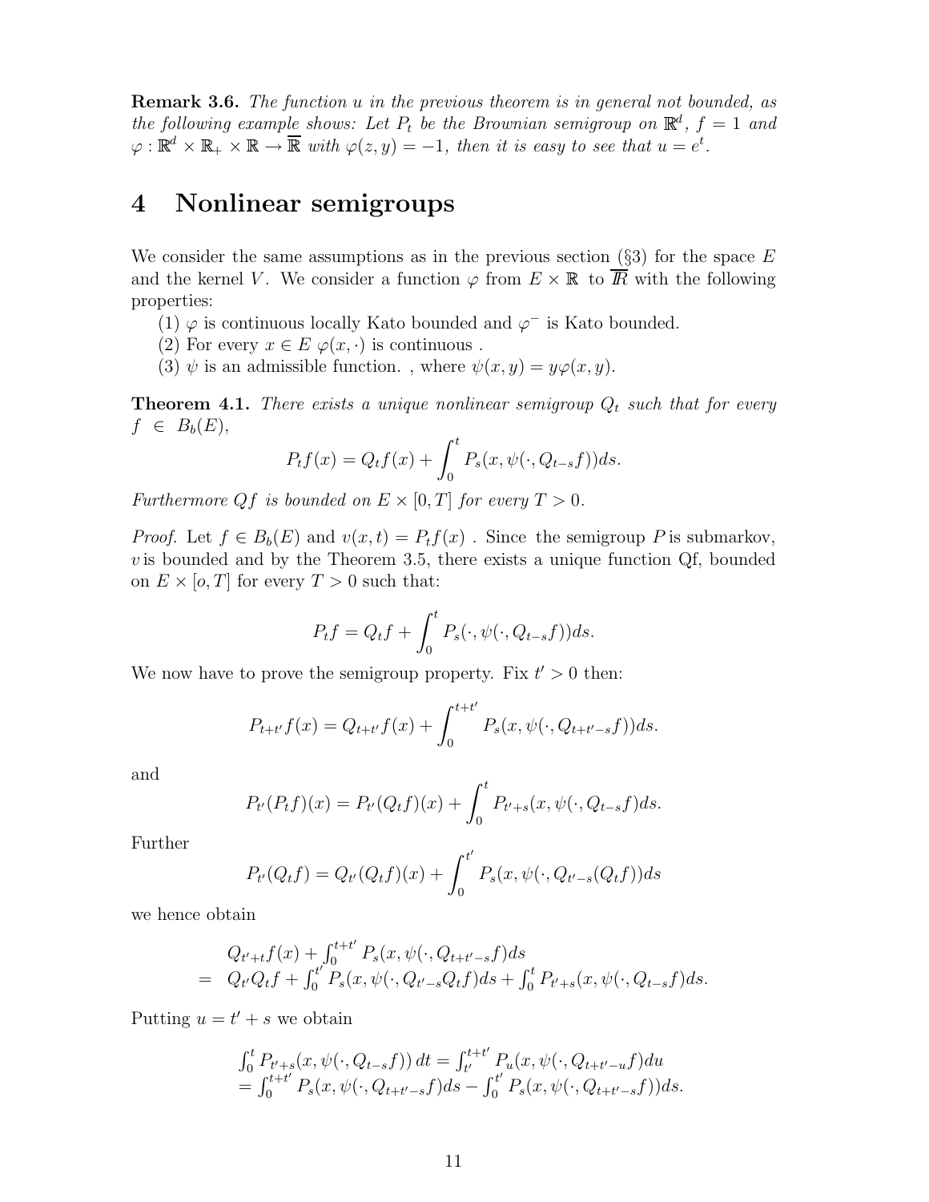**Remark 3.6.** *The function $u$ in the previous theorem is in general not bounded, as the following example shows: Let $P_t$ be the Brownian semigroup on $\mathbb{R}^d$, $f = 1$ and $\varphi : \mathbb{R}^d \times \mathbb{R}_+ \times \mathbb{R} \to \overline{\mathbb{R}}$ with $\varphi(z, y) = -1$, then it is easy to see that $u = e^t$.*

# 4 Nonlinear semigroups

We consider the same assumptions as in the previous section (§3) for the space $E$ and the kernel $V$. We consider a function $\varphi$ from $E \times \mathbb{R}$ to $\overline{I\!R}$ with the following properties:

(1) $\varphi$ is continuous locally Kato bounded and $\varphi^-$ is Kato bounded.

(2) For every $x \in E$ $\varphi(x, \cdot)$ is continuous .

(3) $\psi$ is an admissible function. , where $\psi(x, y) = y\varphi(x, y)$.

**Theorem 4.1.** *There exists a unique nonlinear semigroup $Q_t$ such that for every $f \in B_b(E)$,*

$$P_t f(x) = Q_t f(x) + \int_0^t P_s(x, \psi(\cdot, Q_{t-s} f))ds.$$

*Furthermore $Qf$ is bounded on $E \times [0, T]$ for every $T > 0$.*

*Proof.* Let $f \in B_b(E)$ and $v(x, t) = P_t f(x)$ . Since the semigroup $P$ is submarkov, $v$ is bounded and by the Theorem 3.5, there exists a unique function Qf, bounded on $E \times [o, T]$ for every $T > 0$ such that:

$$P_t f = Q_t f + \int_0^t P_s(\cdot, \psi(\cdot, Q_{t-s} f))ds.$$

We now have to prove the semigroup property. Fix $t' > 0$ then:

$$P_{t+t'} f(x) = Q_{t+t'} f(x) + \int_0^{t+t'} P_s(x, \psi(\cdot, Q_{t+t'-s} f))ds.$$

and

$$P_{t'}(P_t f)(x) = P_{t'}(Q_t f)(x) + \int_0^t P_{t'+s}(x, \psi(\cdot, Q_{t-s} f)ds.$$

Further

$$P_{t'}(Q_t f) = Q_{t'}(Q_t f)(x) + \int_0^{t'} P_s(x, \psi(\cdot, Q_{t'-s}(Q_t f))ds$$

we hence obtain

$$\begin{aligned} & Q_{t'+t} f(x) + \int_0^{t+t'} P_s(x, \psi(\cdot, Q_{t+t'-s} f)ds \\ = \; & Q_{t'} Q_t f + \int_0^{t'} P_s(x, \psi(\cdot, Q_{t'-s} Q_t f)ds + \int_0^t P_{t'+s}(x, \psi(\cdot, Q_{t-s} f)ds. \end{aligned}$$

Putting $u = t' + s$ we obtain

$$\begin{aligned} & \int_0^t P_{t'+s}(x, \psi(\cdot, Q_{t-s} f))\, dt = \int_{t'}^{t+t'} P_u(x, \psi(\cdot, Q_{t+t'-u} f)du \\ & = \int_0^{t+t'} P_s(x, \psi(\cdot, Q_{t+t'-s} f)ds - \int_0^{t'} P_s(x, \psi(\cdot, Q_{t+t'-s} f))ds. \end{aligned}$$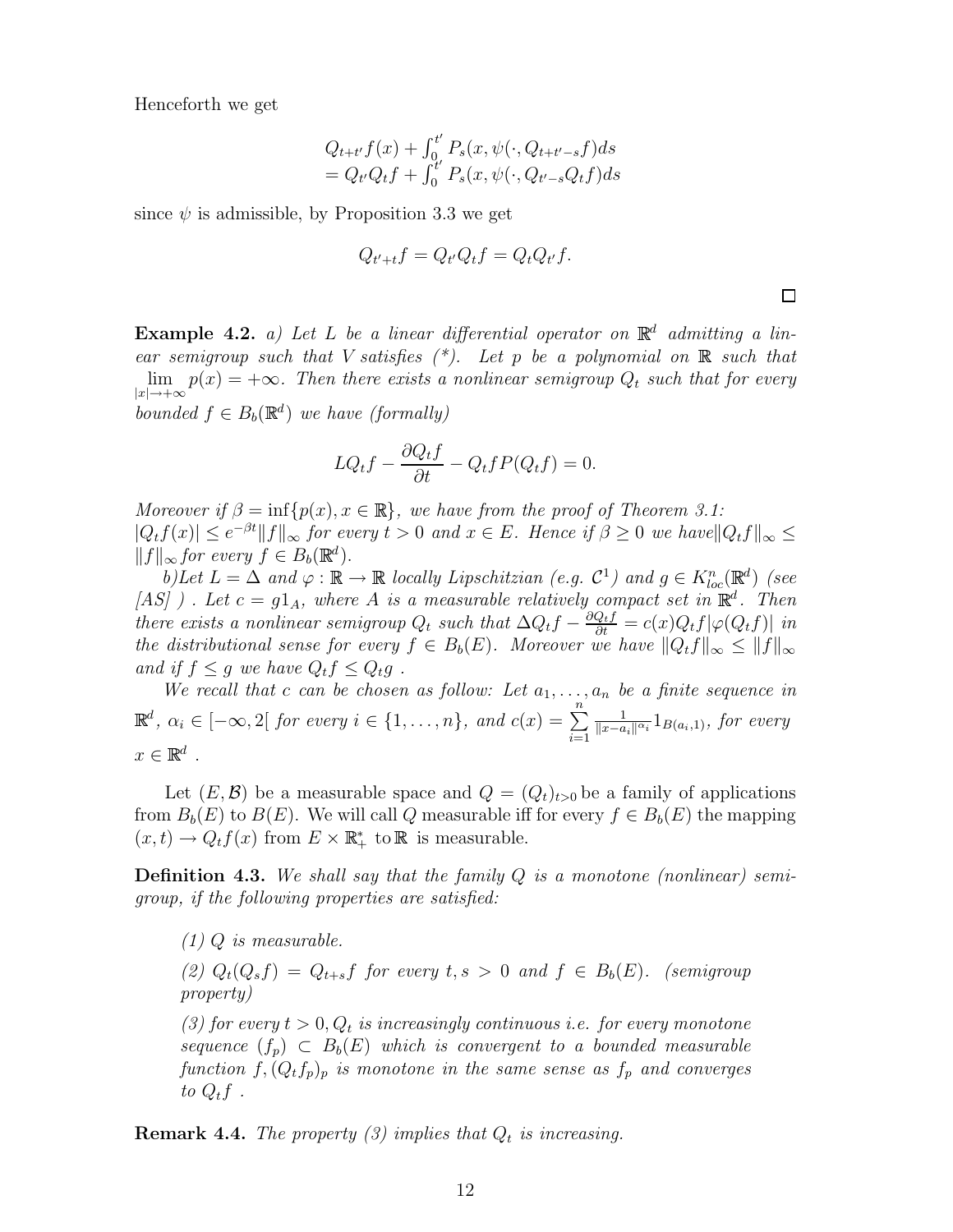Henceforth we get

$$
\begin{aligned}
&Q_{t+t'}f(x) + \int_0^{t'} P_s(x, \psi(\cdot, Q_{t+t'-s}f)ds \\
&= Q_{t'}Q_t f + \int_0^{t'} P_s(x, \psi(\cdot, Q_{t'-s}Q_t f)ds
\end{aligned}
$$

since $\psi$ is admissible, by Proposition 3.3 we get

$$
Q_{t'+t}f = Q_{t'}Q_t f = Q_t Q_{t'} f.
$$

□

**Example 4.2.** *a) Let $L$ be a linear differential operator on $\mathbb{R}^d$ admitting a linear semigroup such that $V$ satisfies (\*). Let $p$ be a polynomial on $\mathbb{R}$ such that $\lim\limits_{|x|\to+\infty} p(x) = +\infty$. Then there exists a nonlinear semigroup $Q_t$ such that for every bounded $f \in B_b(\mathbb{R}^d)$ we have (formally)*

$$
LQ_t f - \frac{\partial Q_t f}{\partial t} - Q_t f P(Q_t f) = 0.
$$

*Moreover if $\beta = \inf\{p(x), x \in \mathbb{R}\}$, we have from the proof of Theorem 3.1: $|Q_t f(x)| \leq e^{-\beta t}\|f\|_\infty$ for every $t > 0$ and $x \in E$. Hence if $\beta \geq 0$ we have $\|Q_t f\|_\infty \leq \|f\|_\infty$ for every $f \in B_b(\mathbb{R}^d)$.*

*b) Let $L = \Delta$ and $\varphi : \mathbb{R} \to \mathbb{R}$ locally Lipschitzian (e.g. $\mathcal{C}^1$) and $g \in K^n_{loc}(\mathbb{R}^d)$ (see [AS] ). Let $c = g1_A$, where $A$ is a measurable relatively compact set in $\mathbb{R}^d$. Then there exists a nonlinear semigroup $Q_t$ such that $\Delta Q_t f - \frac{\partial Q_t f}{\partial t} = c(x)Q_t f|\varphi(Q_t f)|$ in the distributional sense for every $f \in B_b(E)$. Moreover we have $\|Q_t f\|_\infty \leq \|f\|_\infty$ and if $f \leq g$ we have $Q_t f \leq Q_t g$ .*

*We recall that $c$ can be chosen as follow: Let $a_1, \ldots, a_n$ be a finite sequence in $\mathbb{R}^d$, $\alpha_i \in [-\infty, 2[$ for every $i \in \{1, \ldots, n\}$, and $c(x) = \sum\limits_{i=1}^{n} \frac{1}{\|x-a_i\|^{\alpha_i}} 1_{B(a_i,1)}$, for every $x \in \mathbb{R}^d$ .*

Let $(E, \mathcal{B})$ be a measurable space and $Q = (Q_t)_{t>0}$ be a family of applications from $B_b(E)$ to $B(E)$. We will call $Q$ measurable iff for every $f \in B_b(E)$ the mapping $(x, t) \to Q_t f(x)$ from $E \times \mathbb{R}_+^*$ to $\mathbb{R}$ is measurable.

**Definition 4.3.** *We shall say that the family $Q$ is a monotone (nonlinear) semigroup, if the following properties are satisfied:*

> *(1) $Q$ is measurable.*
>
> *(2) $Q_t(Q_s f) = Q_{t+s} f$ for every $t, s > 0$ and $f \in B_b(E)$. (semigroup property)*
>
> *(3) for every $t > 0, Q_t$ is increasingly continuous i.e. for every monotone sequence $(f_p) \subset B_b(E)$ which is convergent to a bounded measurable function $f, (Q_t f_p)_p$ is monotone in the same sense as $f_p$ and converges to $Q_t f$ .*

**Remark 4.4.** *The property (3) implies that $Q_t$ is increasing.*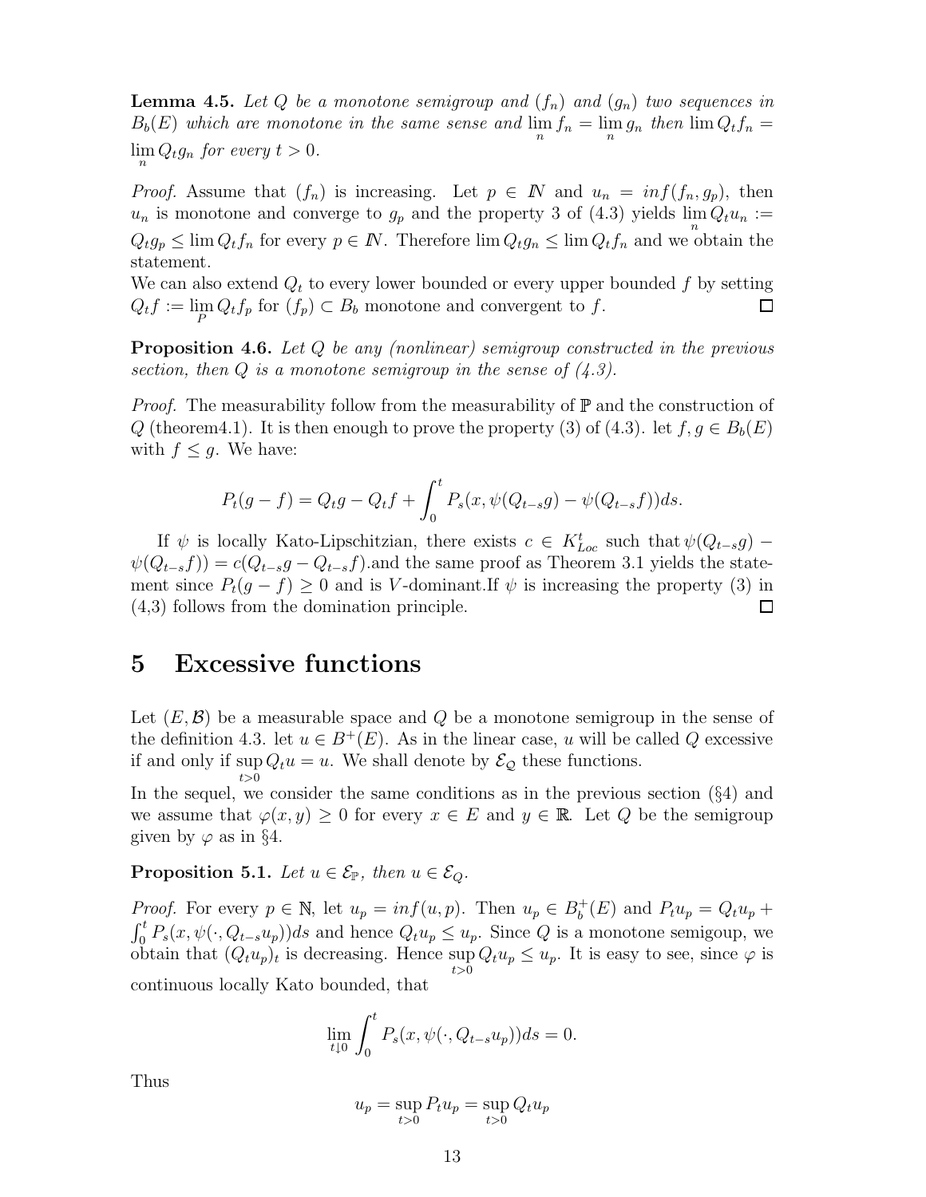**Lemma 4.5.** *Let $Q$ be a monotone semigroup and $(f_n)$ and $(g_n)$ two sequences in $B_b(E)$ which are monotone in the same sense and $\lim_n f_n = \lim_n g_n$ then $\lim Q_t f_n = \lim_n Q_t g_n$ for every $t > 0$.*

*Proof.* Assume that $(f_n)$ is increasing. Let $p \in \mathbb{N}$ and $u_n = inf(f_n, g_p)$, then $u_n$ is monotone and converge to $g_p$ and the property 3 of (4.3) yields $\lim_n Q_t u_n := Q_t g_p \leq \lim Q_t f_n$ for every $p \in \mathbb{N}$. Therefore $\lim Q_t g_n \leq \lim Q_t f_n$ and we obtain the statement.
We can also extend $Q_t$ to every lower bounded or every upper bounded $f$ by setting $Q_t f := \lim_P Q_t f_p$ for $(f_p) \subset B_b$ monotone and convergent to $f$. □

**Proposition 4.6.** *Let $Q$ be any (nonlinear) semigroup constructed in the previous section, then $Q$ is a monotone semigroup in the sense of (4.3).*

*Proof.* The measurability follow from the measurability of $\mathbb{P}$ and the construction of $Q$ (theorem4.1). It is then enough to prove the property (3) of (4.3). let $f, g \in B_b(E)$ with $f \leq g$. We have:

$$P_t(g-f) = Q_t g - Q_t f + \int_0^t P_s(x, \psi(Q_{t-s}g) - \psi(Q_{t-s}f))ds.$$

If $\psi$ is locally Kato-Lipschitzian, there exists $c \in K_{Loc}^t$ such that $\psi(Q_{t-s}g) - \psi(Q_{t-s}f)) = c(Q_{t-s}g - Q_{t-s}f)$.and the same proof as Theorem 3.1 yields the statement since $P_t(g-f) \geq 0$ and is $V$-dominant.If $\psi$ is increasing the property (3) in (4,3) follows from the domination principle. □

# 5 Excessive functions

Let $(E, \mathcal{B})$ be a measurable space and $Q$ be a monotone semigroup in the sense of the definition 4.3. let $u \in B^+(E)$. As in the linear case, $u$ will be called $Q$ excessive if and only if $\sup_{t>0} Q_t u = u$. We shall denote by $\mathcal{E}_{\mathcal{Q}}$ these functions.
In the sequel, we consider the same conditions as in the previous section (§4) and we assume that $\varphi(x, y) \geq 0$ for every $x \in E$ and $y \in \mathbb{R}$. Let $Q$ be the semigroup given by $\varphi$ as in §4.

**Proposition 5.1.** *Let $u \in \mathcal{E}_{\mathbb{P}}$, then $u \in \mathcal{E}_Q$.*

*Proof.* For every $p \in \mathbb{N}$, let $u_p = inf(u, p)$. Then $u_p \in B_b^+(E)$ and $P_t u_p = Q_t u_p + \int_0^t P_s(x, \psi(\cdot, Q_{t-s}u_p))ds$ and hence $Q_t u_p \leq u_p$. Since $Q$ is a monotone semigoup, we obtain that $(Q_t u_p)_t$ is decreasing. Hence $\sup_{t>0} Q_t u_p \leq u_p$. It is easy to see, since $\varphi$ is continuous locally Kato bounded, that

$$\lim_{t \downarrow 0} \int_0^t P_s(x, \psi(\cdot, Q_{t-s}u_p))ds = 0.$$

Thus

$$u_p = \sup_{t>0} P_t u_p = \sup_{t>0} Q_t u_p$$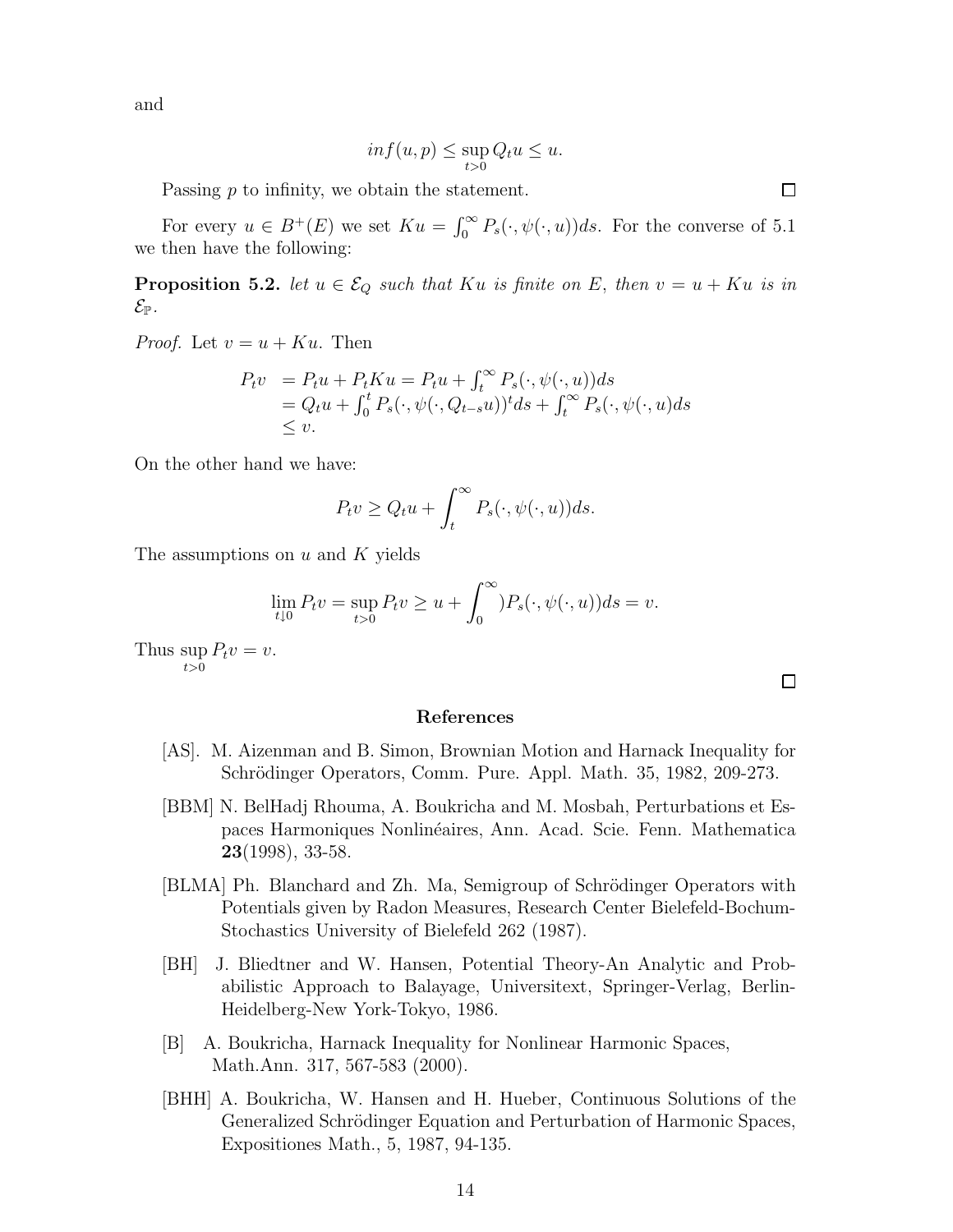and

$$inf(u,p) \leq \sup_{t>0} Q_t u \leq u.$$

Passing $p$ to infinity, we obtain the statement. □

For every $u \in B^+(E)$ we set $Ku = \int_0^\infty P_s(\cdot, \psi(\cdot, u))ds$. For the converse of 5.1 we then have the following:

**Proposition 5.2.** *let $u \in \mathcal{E}_Q$ such that $Ku$ is finite on $E$, then $v = u + Ku$ is in $\mathcal{E}_{\mathbb{P}}$.*

*Proof.* Let $v = u + Ku$. Then

$$\begin{aligned} P_t v &= P_t u + P_t K u = P_t u + \textstyle\int_t^\infty P_s(\cdot, \psi(\cdot, u))ds \\ &= Q_t u + \textstyle\int_0^t P_s(\cdot, \psi(\cdot, Q_{t-s} u))^t ds + \int_t^\infty P_s(\cdot, \psi(\cdot, u)ds \\ &\leq v. \end{aligned}$$

On the other hand we have:

$$P_t v \geq Q_t u + \int_t^\infty P_s(\cdot, \psi(\cdot, u))ds.$$

The assumptions on $u$ and $K$ yields

$$\lim_{t \downarrow 0} P_t v = \sup_{t>0} P_t v \geq u + \int_0^\infty) P_s(\cdot, \psi(\cdot, u))ds = v.$$

Thus $\sup_{t>0} P_t v = v$. □

## References

[AS]. M. Aizenman and B. Simon, Brownian Motion and Harnack Inequality for Schrödinger Operators, Comm. Pure. Appl. Math. 35, 1982, 209-273.

[BBM] N. BelHadj Rhouma, A. Boukricha and M. Mosbah, Perturbations et Espaces Harmoniques Nonlinéaires, Ann. Acad. Scie. Fenn. Mathematica **23**(1998), 33-58.

[BLMA] Ph. Blanchard and Zh. Ma, Semigroup of Schrödinger Operators with Potentials given by Radon Measures, Research Center Bielefeld-Bochum-Stochastics University of Bielefeld 262 (1987).

[BH] J. Bliedtner and W. Hansen, Potential Theory-An Analytic and Probabilistic Approach to Balayage, Universitext, Springer-Verlag, Berlin-Heidelberg-New York-Tokyo, 1986.

[B] A. Boukricha, Harnack Inequality for Nonlinear Harmonic Spaces, Math.Ann. 317, 567-583 (2000).

[BHH] A. Boukricha, W. Hansen and H. Hueber, Continuous Solutions of the Generalized Schrödinger Equation and Perturbation of Harmonic Spaces, Expositiones Math., 5, 1987, 94-135.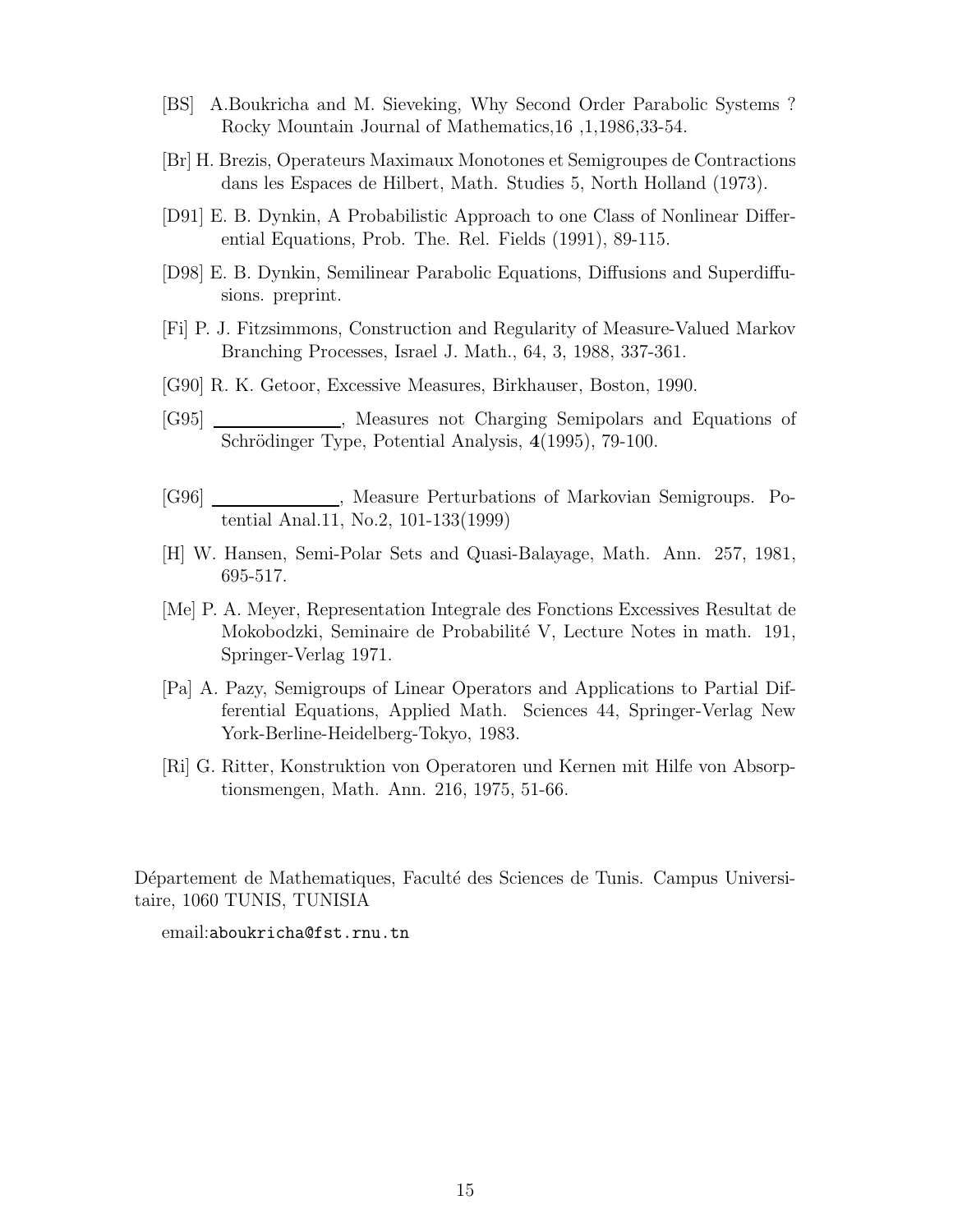[BS] A.Boukricha and M. Sieveking, Why Second Order Parabolic Systems ? Rocky Mountain Journal of Mathematics,16 ,1,1986,33-54.

[Br] H. Brezis, Operateurs Maximaux Monotones et Semigroupes de Contractions dans les Espaces de Hilbert, Math. Studies 5, North Holland (1973).

[D91] E. B. Dynkin, A Probabilistic Approach to one Class of Nonlinear Differential Equations, Prob. The. Rel. Fields (1991), 89-115.

[D98] E. B. Dynkin, Semilinear Parabolic Equations, Diffusions and Superdiffusions. preprint.

[Fi] P. J. Fitzsimmons, Construction and Regularity of Measure-Valued Markov Branching Processes, Israel J. Math., 64, 3, 1988, 337-361.

[G90] R. K. Getoor, Excessive Measures, Birkhauser, Boston, 1990.

[G95] ____________, Measures not Charging Semipolars and Equations of Schrödinger Type, Potential Analysis, **4**(1995), 79-100.

[G96] ____________, Measure Perturbations of Markovian Semigroups. Potential Anal.11, No.2, 101-133(1999)

[H] W. Hansen, Semi-Polar Sets and Quasi-Balayage, Math. Ann. 257, 1981, 695-517.

[Me] P. A. Meyer, Representation Integrale des Fonctions Excessives Resultat de Mokobodzki, Seminaire de Probabilité V, Lecture Notes in math. 191, Springer-Verlag 1971.

[Pa] A. Pazy, Semigroups of Linear Operators and Applications to Partial Differential Equations, Applied Math. Sciences 44, Springer-Verlag New York-Berline-Heidelberg-Tokyo, 1983.

[Ri] G. Ritter, Konstruktion von Operatoren und Kernen mit Hilfe von Absorptionsmengen, Math. Ann. 216, 1975, 51-66.

Département de Mathematiques, Faculté des Sciences de Tunis. Campus Universitaire, 1060 TUNIS, TUNISIA

email:`aboukricha@fst.rnu.tn`